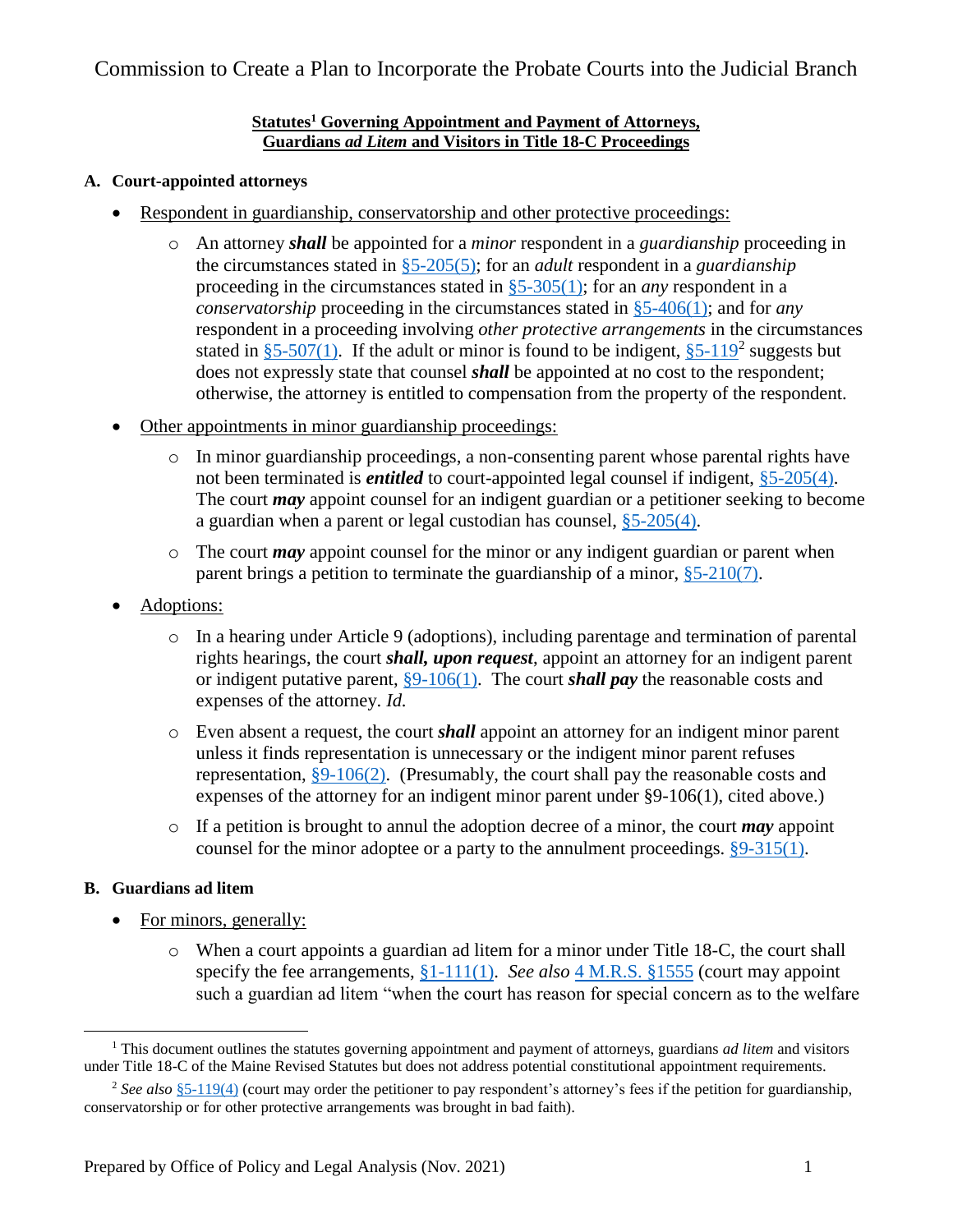# Commission to Create a Plan to Incorporate the Probate Courts into the Judicial Branch

**Statutes[1] Governing Appointment and Payment of Attorneys, Guardians *ad Litem* and Visitors in Title 18-C Proceedings**

## A. Court-appointed attorneys

- Respondent in guardianship, conservatorship and other protective proceedings:
  - An attorney ***shall*** be appointed for a *minor* respondent in a *guardianship* proceeding in the circumstances stated in §5-205(5); for an *adult* respondent in a *guardianship* proceeding in the circumstances stated in §5-305(1); for an *any* respondent in a *conservatorship* proceeding in the circumstances stated in §5-406(1); and for *any* respondent in a proceeding involving *other protective arrangements* in the circumstances stated in §5-507(1). If the adult or minor is found to be indigent, §5-119[2] suggests but does not expressly state that counsel ***shall*** be appointed at no cost to the respondent; otherwise, the attorney is entitled to compensation from the property of the respondent.
- Other appointments in minor guardianship proceedings:
  - In minor guardianship proceedings, a non-consenting parent whose parental rights have not been terminated is ***entitled*** to court-appointed legal counsel if indigent, §5-205(4). The court ***may*** appoint counsel for an indigent guardian or a petitioner seeking to become a guardian when a parent or legal custodian has counsel, §5-205(4).
  - The court ***may*** appoint counsel for the minor or any indigent guardian or parent when parent brings a petition to terminate the guardianship of a minor, §5-210(7).
- Adoptions:
  - In a hearing under Article 9 (adoptions), including parentage and termination of parental rights hearings, the court ***shall, upon request***, appoint an attorney for an indigent parent or indigent putative parent, §9-106(1). The court ***shall pay*** the reasonable costs and expenses of the attorney. *Id.*
  - Even absent a request, the court ***shall*** appoint an attorney for an indigent minor parent unless it finds representation is unnecessary or the indigent minor parent refuses representation, §9-106(2). (Presumably, the court shall pay the reasonable costs and expenses of the attorney for an indigent minor parent under §9-106(1), cited above.)
  - If a petition is brought to annul the adoption decree of a minor, the court ***may*** appoint counsel for the minor adoptee or a party to the annulment proceedings. §9-315(1).

## B. Guardians ad litem

- For minors, generally:
  - When a court appoints a guardian ad litem for a minor under Title 18-C, the court shall specify the fee arrangements, §1-111(1). *See also* 4 M.R.S. §1555 (court may appoint such a guardian ad litem "when the court has reason for special concern as to the welfare

---

[1] This document outlines the statutes governing appointment and payment of attorneys, guardians *ad litem* and visitors under Title 18-C of the Maine Revised Statutes but does not address potential constitutional appointment requirements.

[2] *See also* §5-119(4) (court may order the petitioner to pay respondent's attorney's fees if the petition for guardianship, conservatorship or for other protective arrangements was brought in bad faith).

Prepared by Office of Policy and Legal Analysis (Nov. 2021)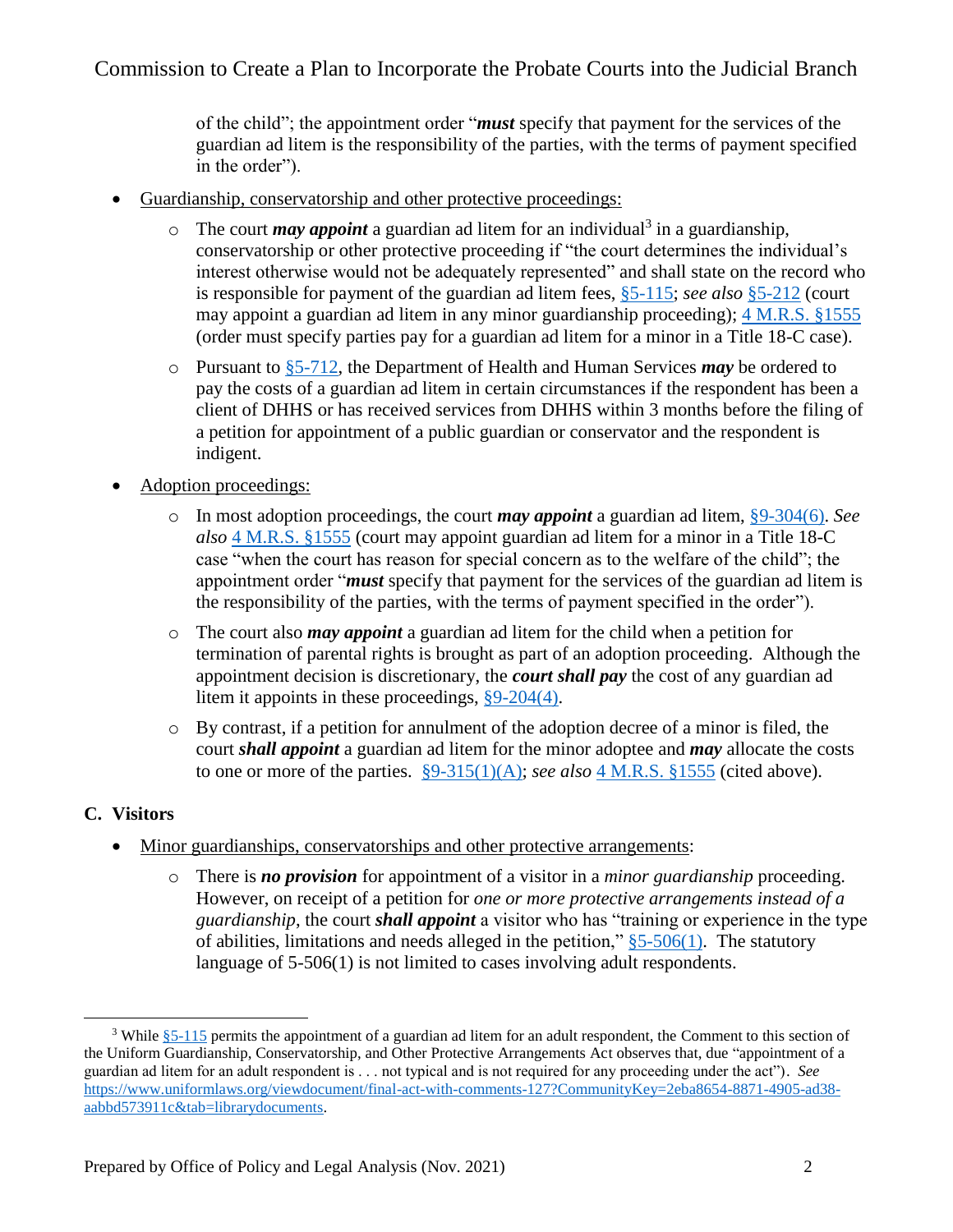of the child"; the appointment order "***must*** specify that payment for the services of the guardian ad litem is the responsibility of the parties, with the terms of payment specified in the order").

- Guardianship, conservatorship and other protective proceedings:
  - The court ***may appoint*** a guardian ad litem for an individual[3] in a guardianship, conservatorship or other protective proceeding if "the court determines the individual's interest otherwise would not be adequately represented" and shall state on the record who is responsible for payment of the guardian ad litem fees, §5-115; *see also* §5-212 (court may appoint a guardian ad litem in any minor guardianship proceeding); 4 M.R.S. §1555 (order must specify parties pay for a guardian ad litem for a minor in a Title 18-C case).
  - Pursuant to §5-712, the Department of Health and Human Services ***may*** be ordered to pay the costs of a guardian ad litem in certain circumstances if the respondent has been a client of DHHS or has received services from DHHS within 3 months before the filing of a petition for appointment of a public guardian or conservator and the respondent is indigent.
- Adoption proceedings:
  - In most adoption proceedings, the court ***may appoint*** a guardian ad litem, §9-304(6). *See also* 4 M.R.S. §1555 (court may appoint guardian ad litem for a minor in a Title 18-C case "when the court has reason for special concern as to the welfare of the child"; the appointment order "***must*** specify that payment for the services of the guardian ad litem is the responsibility of the parties, with the terms of payment specified in the order").
  - The court also ***may appoint*** a guardian ad litem for the child when a petition for termination of parental rights is brought as part of an adoption proceeding. Although the appointment decision is discretionary, the ***court shall pay*** the cost of any guardian ad litem it appoints in these proceedings, §9-204(4).
  - By contrast, if a petition for annulment of the adoption decree of a minor is filed, the court ***shall appoint*** a guardian ad litem for the minor adoptee and ***may*** allocate the costs to one or more of the parties. §9-315(1)(A); *see also* 4 M.R.S. §1555 (cited above).

## C. Visitors

- Minor guardianships, conservatorships and other protective arrangements:
  - There is ***no provision*** for appointment of a visitor in a *minor guardianship* proceeding. However, on receipt of a petition for *one or more protective arrangements instead of a guardianship*, the court ***shall appoint*** a visitor who has "training or experience in the type of abilities, limitations and needs alleged in the petition," §5-506(1). The statutory language of 5-506(1) is not limited to cases involving adult respondents.

---

[3] While §5-115 permits the appointment of a guardian ad litem for an adult respondent, the Comment to this section of the Uniform Guardianship, Conservatorship, and Other Protective Arrangements Act observes that, due "appointment of a guardian ad litem for an adult respondent is . . . not typical and is not required for any proceeding under the act"). *See* https://www.uniformlaws.org/viewdocument/final-act-with-comments-127?CommunityKey=2eba8654-8871-4905-ad38-aabbd573911c&tab=librarydocuments.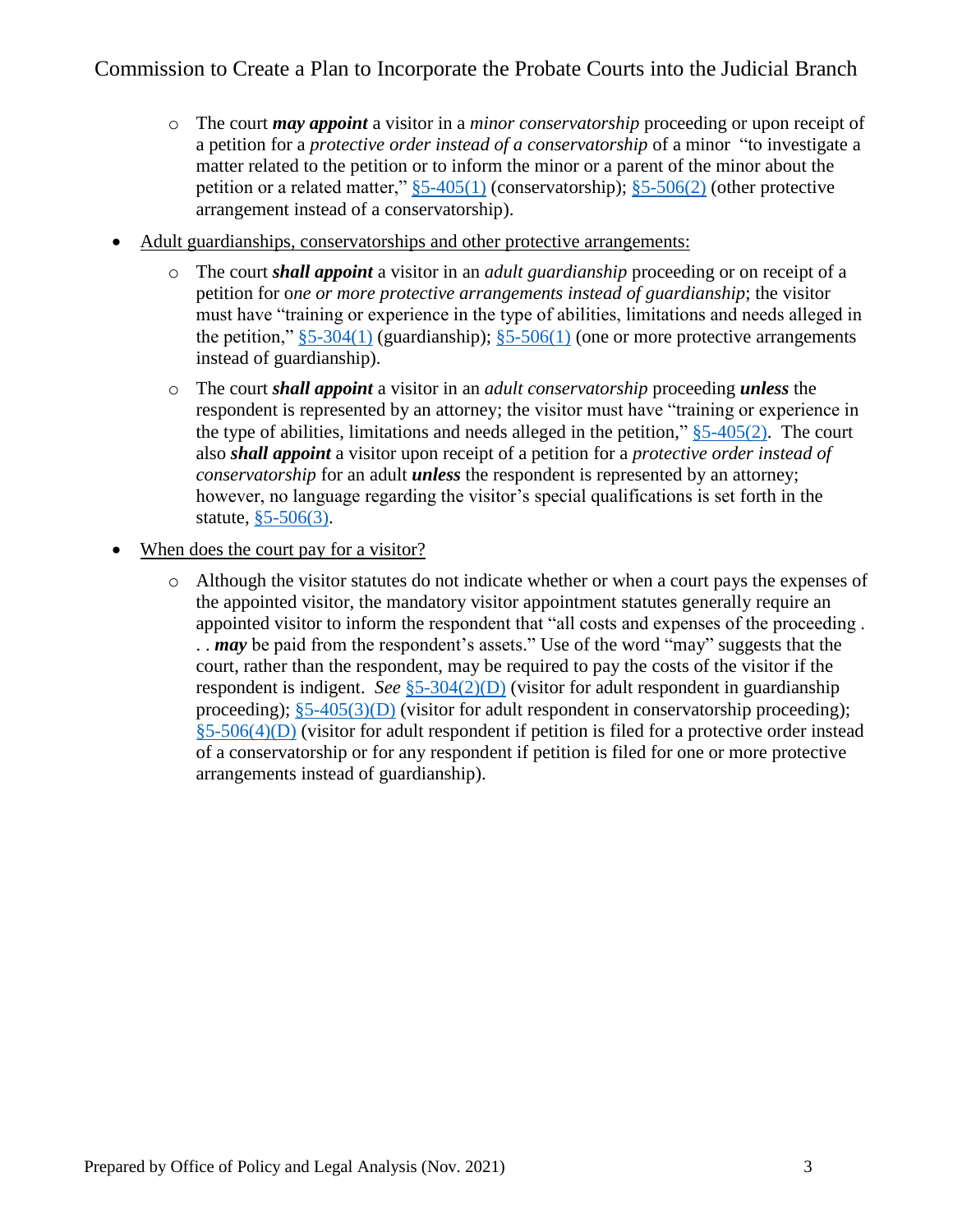- The court ***may appoint*** a visitor in a *minor conservatorship* proceeding or upon receipt of a petition for a *protective order instead of a conservatorship* of a minor "to investigate a matter related to the petition or to inform the minor or a parent of the minor about the petition or a related matter," §5-405(1) (conservatorship); §5-506(2) (other protective arrangement instead of a conservatorship).

- Adult guardianships, conservatorships and other protective arrangements:
  - The court ***shall appoint*** a visitor in an *adult guardianship* proceeding or on receipt of a petition for o*ne or more protective arrangements instead of guardianship*; the visitor must have "training or experience in the type of abilities, limitations and needs alleged in the petition," §5-304(1) (guardianship); §5-506(1) (one or more protective arrangements instead of guardianship).
  - The court ***shall appoint*** a visitor in an *adult conservatorship* proceeding ***unless*** the respondent is represented by an attorney; the visitor must have "training or experience in the type of abilities, limitations and needs alleged in the petition," §5-405(2). The court also ***shall appoint*** a visitor upon receipt of a petition for a *protective order instead of conservatorship* for an adult ***unless*** the respondent is represented by an attorney; however, no language regarding the visitor's special qualifications is set forth in the statute, §5-506(3).

- When does the court pay for a visitor?
  - Although the visitor statutes do not indicate whether or when a court pays the expenses of the appointed visitor, the mandatory visitor appointment statutes generally require an appointed visitor to inform the respondent that "all costs and expenses of the proceeding . . . ***may*** be paid from the respondent's assets." Use of the word "may" suggests that the court, rather than the respondent, may be required to pay the costs of the visitor if the respondent is indigent. *See* §5-304(2)(D) (visitor for adult respondent in guardianship proceeding); §5-405(3)(D) (visitor for adult respondent in conservatorship proceeding); §5-506(4)(D) (visitor for adult respondent if petition is filed for a protective order instead of a conservatorship or for any respondent if petition is filed for one or more protective arrangements instead of guardianship).